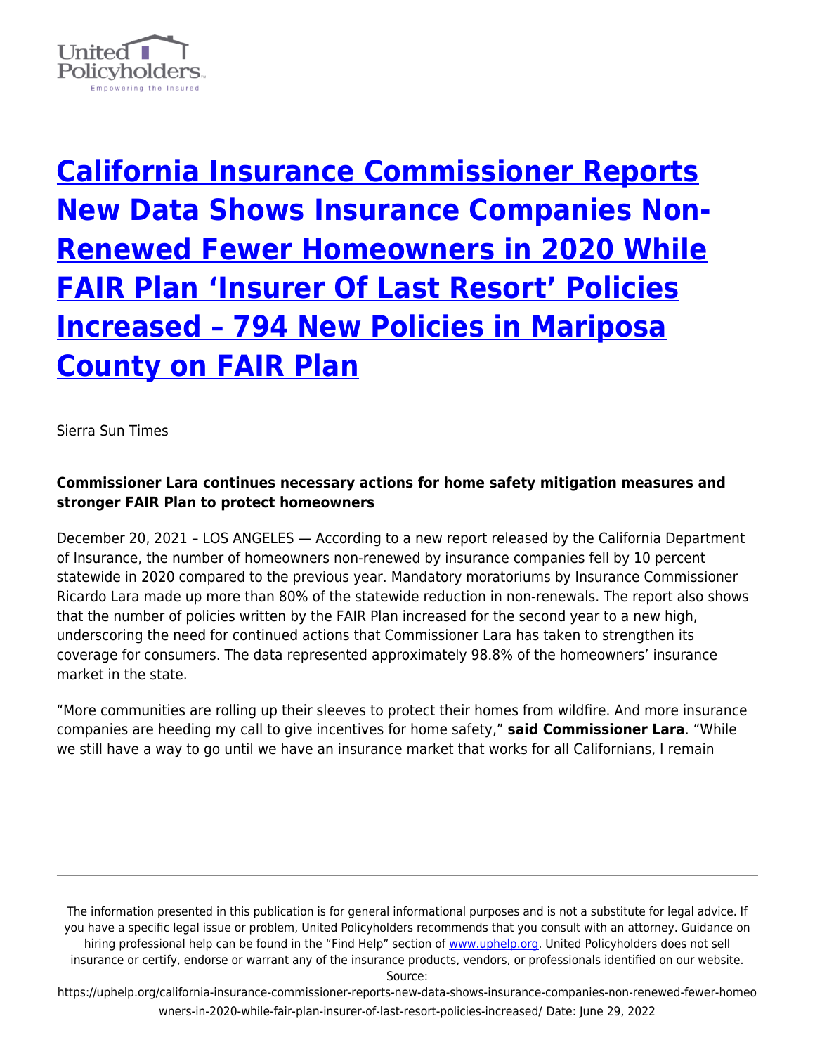# [California Insurance Commissioner Reports New Data Shows Insurance Companies Non-Renewed Fewer Homeowners in 2020 While FAIR Plan 'Insurer Of Last Resort' Policies Increased – 794 New Policies in Mariposa County on FAIR Plan](https://uphelp.org/california-insurance-commissioner-reports-new-data-shows-insurance-companies-non-renewed-fewer-homeowners-in-2020-while-fair-plan-insurer-of-last-resort-policies-increased/)

Sierra Sun Times

**Commissioner Lara continues necessary actions for home safety mitigation measures and stronger FAIR Plan to protect homeowners**

December 20, 2021 – LOS ANGELES — According to a new report released by the California Department of Insurance, the number of homeowners non-renewed by insurance companies fell by 10 percent statewide in 2020 compared to the previous year. Mandatory moratoriums by Insurance Commissioner Ricardo Lara made up more than 80% of the statewide reduction in non-renewals. The report also shows that the number of policies written by the FAIR Plan increased for the second year to a new high, underscoring the need for continued actions that Commissioner Lara has taken to strengthen its coverage for consumers. The data represented approximately 98.8% of the homeowners' insurance market in the state.

"More communities are rolling up their sleeves to protect their homes from wildfire. And more insurance companies are heeding my call to give incentives for home safety," **said Commissioner Lara**. "While we still have a way to go until we have an insurance market that works for all Californians, I remain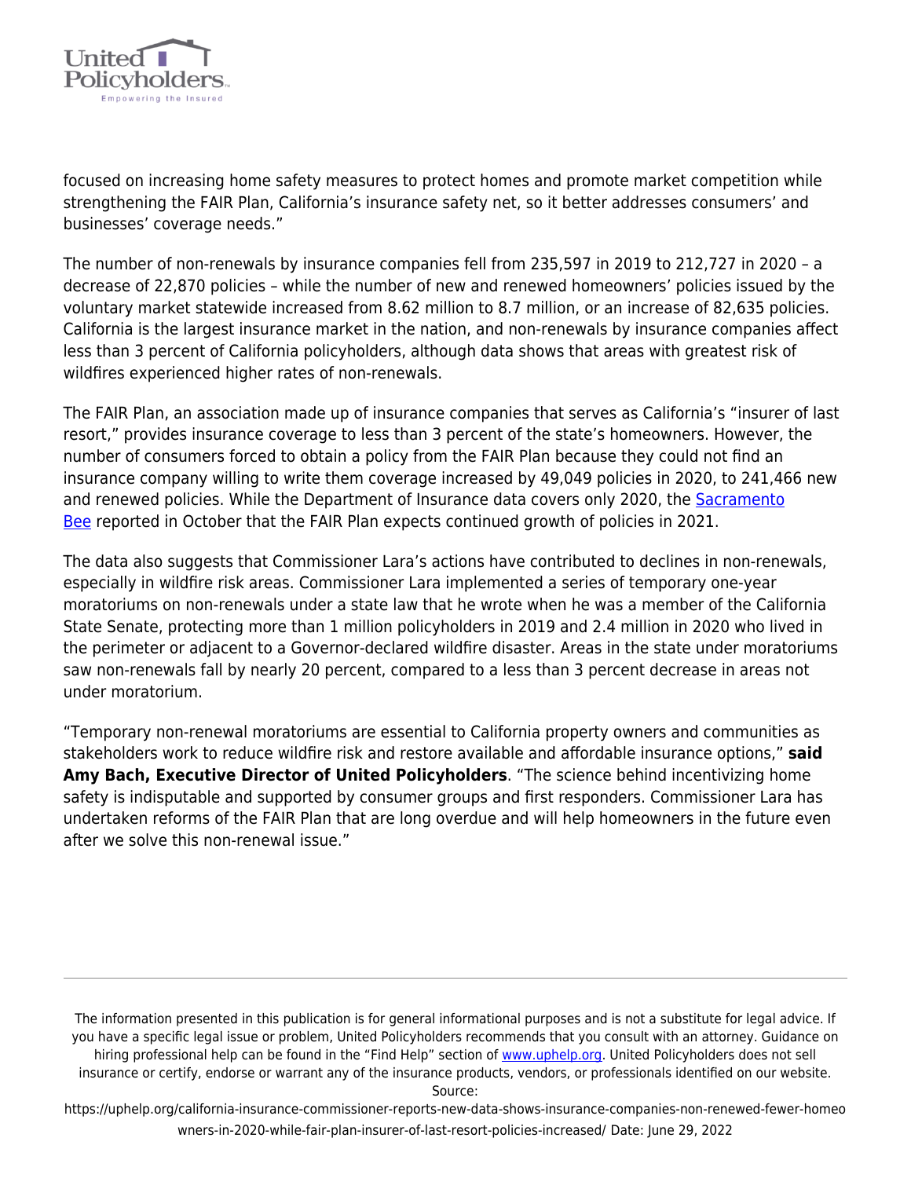focused on increasing home safety measures to protect homes and promote market competition while strengthening the FAIR Plan, California's insurance safety net, so it better addresses consumers' and businesses' coverage needs."

The number of non-renewals by insurance companies fell from 235,597 in 2019 to 212,727 in 2020 – a decrease of 22,870 policies – while the number of new and renewed homeowners' policies issued by the voluntary market statewide increased from 8.62 million to 8.7 million, or an increase of 82,635 policies. California is the largest insurance market in the nation, and non-renewals by insurance companies affect less than 3 percent of California policyholders, although data shows that areas with greatest risk of wildfires experienced higher rates of non-renewals.

The FAIR Plan, an association made up of insurance companies that serves as California's "insurer of last resort," provides insurance coverage to less than 3 percent of the state's homeowners. However, the number of consumers forced to obtain a policy from the FAIR Plan because they could not find an insurance company willing to write them coverage increased by 49,049 policies in 2020, to 241,466 new and renewed policies. While the Department of Insurance data covers only 2020, the Sacramento Bee reported in October that the FAIR Plan expects continued growth of policies in 2021.

The data also suggests that Commissioner Lara's actions have contributed to declines in non-renewals, especially in wildfire risk areas. Commissioner Lara implemented a series of temporary one-year moratoriums on non-renewals under a state law that he wrote when he was a member of the California State Senate, protecting more than 1 million policyholders in 2019 and 2.4 million in 2020 who lived in the perimeter or adjacent to a Governor-declared wildfire disaster. Areas in the state under moratoriums saw non-renewals fall by nearly 20 percent, compared to a less than 3 percent decrease in areas not under moratorium.

"Temporary non-renewal moratoriums are essential to California property owners and communities as stakeholders work to reduce wildfire risk and restore available and affordable insurance options," **said Amy Bach, Executive Director of United Policyholders**. "The science behind incentivizing home safety is indisputable and supported by consumer groups and first responders. Commissioner Lara has undertaken reforms of the FAIR Plan that are long overdue and will help homeowners in the future even after we solve this non-renewal issue."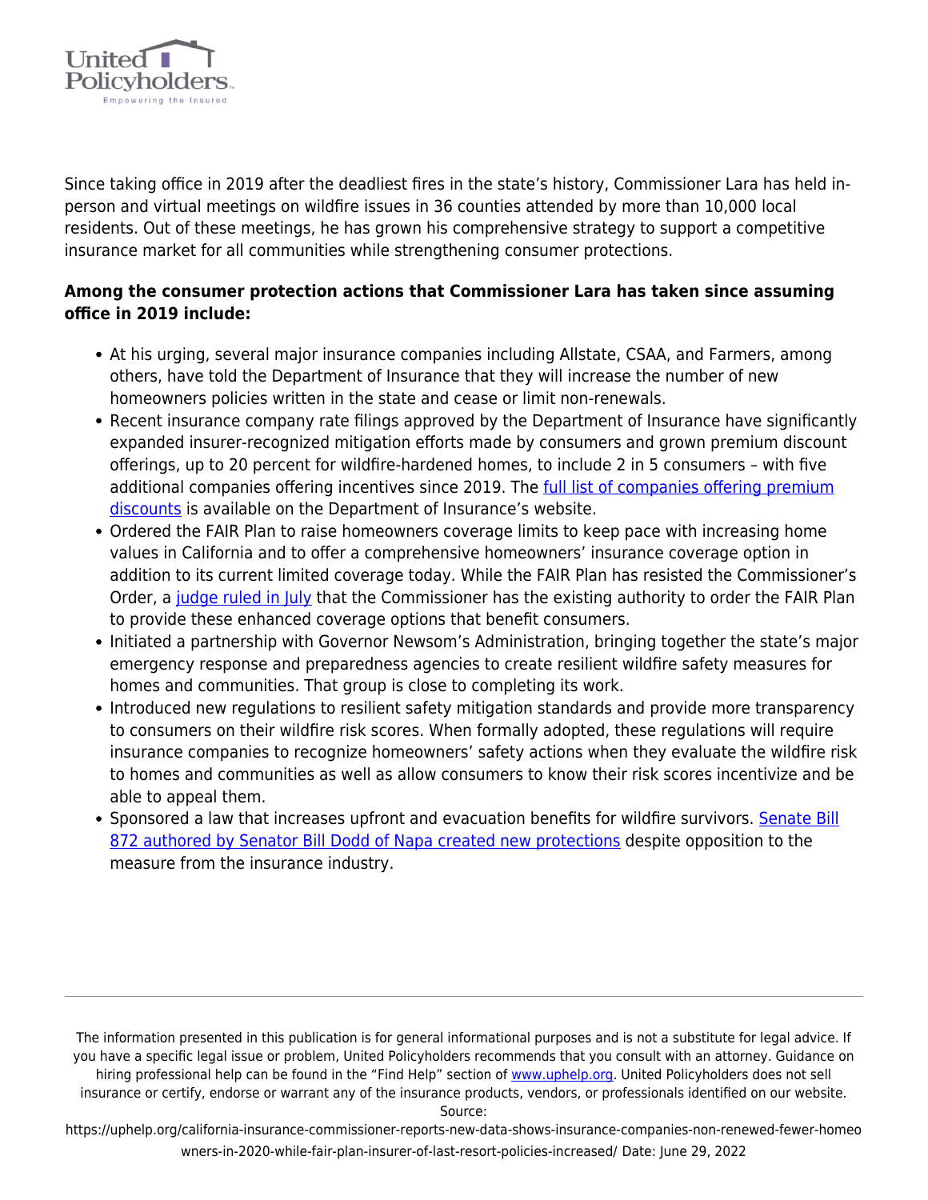Since taking office in 2019 after the deadliest fires in the state's history, Commissioner Lara has held in-person and virtual meetings on wildfire issues in 36 counties attended by more than 10,000 local residents. Out of these meetings, he has grown his comprehensive strategy to support a competitive insurance market for all communities while strengthening consumer protections.

**Among the consumer protection actions that Commissioner Lara has taken since assuming office in 2019 include:**

- At his urging, several major insurance companies including Allstate, CSAA, and Farmers, among others, have told the Department of Insurance that they will increase the number of new homeowners policies written in the state and cease or limit non-renewals.
- Recent insurance company rate filings approved by the Department of Insurance have significantly expanded insurer-recognized mitigation efforts made by consumers and grown premium discount offerings, up to 20 percent for wildfire-hardened homes, to include 2 in 5 consumers – with five additional companies offering incentives since 2019. The full list of companies offering premium discounts is available on the Department of Insurance's website.
- Ordered the FAIR Plan to raise homeowners coverage limits to keep pace with increasing home values in California and to offer a comprehensive homeowners' insurance coverage option in addition to its current limited coverage today. While the FAIR Plan has resisted the Commissioner's Order, a judge ruled in July that the Commissioner has the existing authority to order the FAIR Plan to provide these enhanced coverage options that benefit consumers.
- Initiated a partnership with Governor Newsom's Administration, bringing together the state's major emergency response and preparedness agencies to create resilient wildfire safety measures for homes and communities. That group is close to completing its work.
- Introduced new regulations to resilient safety mitigation standards and provide more transparency to consumers on their wildfire risk scores. When formally adopted, these regulations will require insurance companies to recognize homeowners' safety actions when they evaluate the wildfire risk to homes and communities as well as allow consumers to know their risk scores incentivize and be able to appeal them.
- Sponsored a law that increases upfront and evacuation benefits for wildfire survivors. Senate Bill 872 authored by Senator Bill Dodd of Napa created new protections despite opposition to the measure from the insurance industry.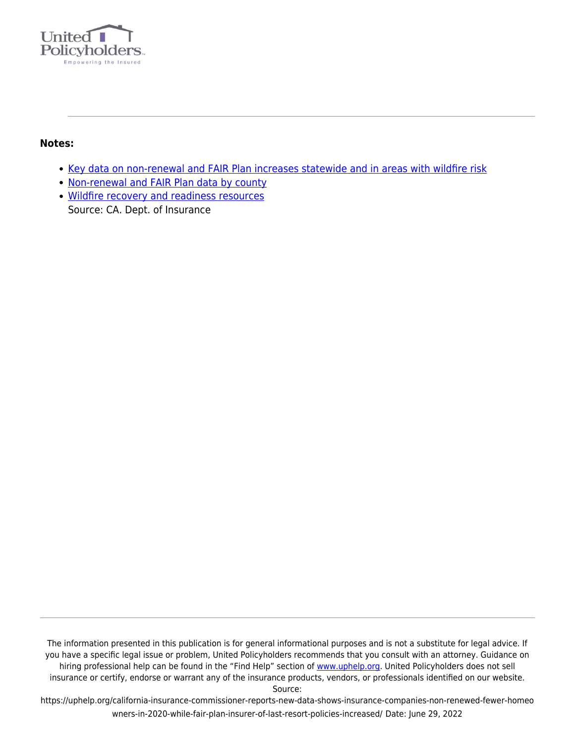**Notes:**

- Key data on non-renewal and FAIR Plan increases statewide and in areas with wildfire risk
- Non-renewal and FAIR Plan data by county
- Wildfire recovery and readiness resources
  Source: CA. Dept. of Insurance

The information presented in this publication is for general informational purposes and is not a substitute for legal advice. If you have a specific legal issue or problem, United Policyholders recommends that you consult with an attorney. Guidance on hiring professional help can be found in the "Find Help" section of www.uphelp.org. United Policyholders does not sell insurance or certify, endorse or warrant any of the insurance products, vendors, or professionals identified on our website.

Source: https://uphelp.org/california-insurance-commissioner-reports-new-data-shows-insurance-companies-non-renewed-fewer-homeowners-in-2020-while-fair-plan-insurer-of-last-resort-policies-increased/ Date: June 29, 2022